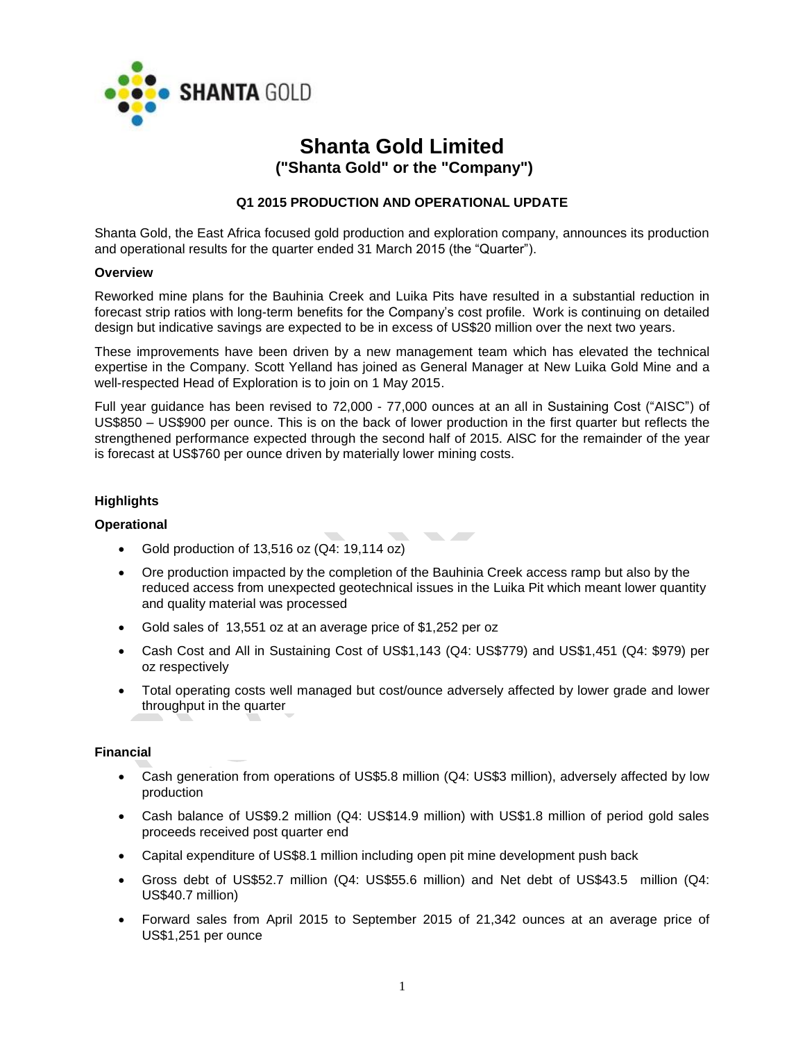# Shanta Gold Limited

## ("Shanta Gold" or the "Company")

### Q1 2015 PRODUCTION AND OPERATIONAL UPDATE

Shanta Gold, the East Africa focused gold production and exploration company, announces its production and operational results for the quarter ended 31 March 2015 (the "Quarter").

**Overview**

Reworked mine plans for the Bauhinia Creek and Luika Pits have resulted in a substantial reduction in forecast strip ratios with long-term benefits for the Company's cost profile. Work is continuing on detailed design but indicative savings are expected to be in excess of US$20 million over the next two years.

These improvements have been driven by a new management team which has elevated the technical expertise in the Company. Scott Yelland has joined as General Manager at New Luika Gold Mine and a well-respected Head of Exploration is to join on 1 May 2015.

Full year guidance has been revised to 72,000 - 77,000 ounces at an all in Sustaining Cost ("AISC") of US$850 – US$900 per ounce. This is on the back of lower production in the first quarter but reflects the strengthened performance expected through the second half of 2015. AISC for the remainder of the year is forecast at US$760 per ounce driven by materially lower mining costs.

**Highlights**

**Operational**

- Gold production of 13,516 oz (Q4: 19,114 oz)
- Ore production impacted by the completion of the Bauhinia Creek access ramp but also by the reduced access from unexpected geotechnical issues in the Luika Pit which meant lower quantity and quality material was processed
- Gold sales of 13,551 oz at an average price of $1,252 per oz
- Cash Cost and All in Sustaining Cost of US$1,143 (Q4: US$779) and US$1,451 (Q4: $979) per oz respectively
- Total operating costs well managed but cost/ounce adversely affected by lower grade and lower throughput in the quarter

**Financial**

- Cash generation from operations of US$5.8 million (Q4: US$3 million), adversely affected by low production
- Cash balance of US$9.2 million (Q4: US$14.9 million) with US$1.8 million of period gold sales proceeds received post quarter end
- Capital expenditure of US$8.1 million including open pit mine development push back
- Gross debt of US$52.7 million (Q4: US$55.6 million) and Net debt of US$43.5 million (Q4: US$40.7 million)
- Forward sales from April 2015 to September 2015 of 21,342 ounces at an average price of US$1,251 per ounce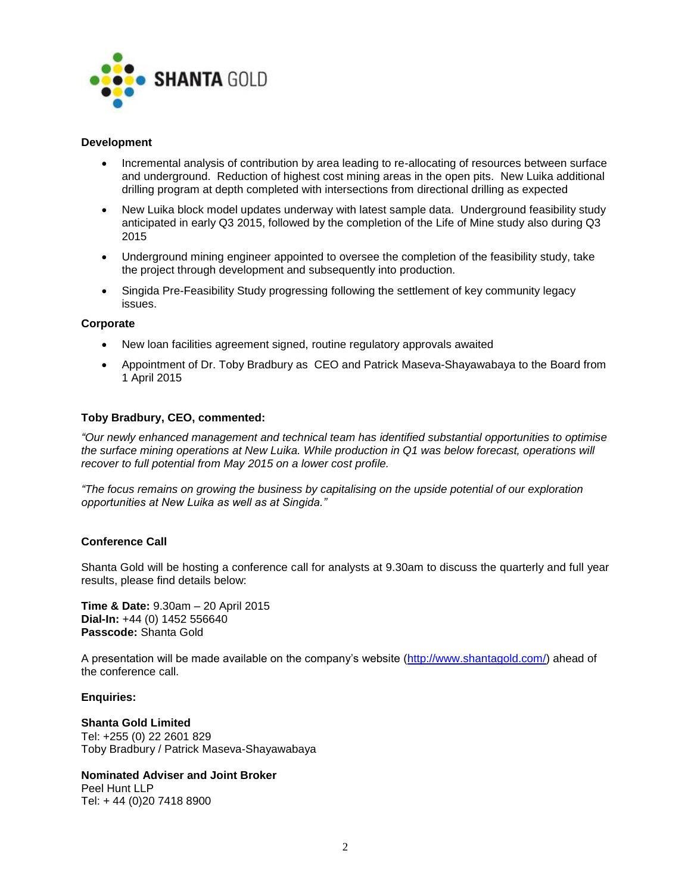**Development**

- Incremental analysis of contribution by area leading to re-allocating of resources between surface and underground. Reduction of highest cost mining areas in the open pits. New Luika additional drilling program at depth completed with intersections from directional drilling as expected
- New Luika block model updates underway with latest sample data. Underground feasibility study anticipated in early Q3 2015, followed by the completion of the Life of Mine study also during Q3 2015
- Underground mining engineer appointed to oversee the completion of the feasibility study, take the project through development and subsequently into production.
- Singida Pre-Feasibility Study progressing following the settlement of key community legacy issues.

**Corporate**

- New loan facilities agreement signed, routine regulatory approvals awaited
- Appointment of Dr. Toby Bradbury as CEO and Patrick Maseva-Shayawabaya to the Board from 1 April 2015

**Toby Bradbury, CEO, commented:**

*"Our newly enhanced management and technical team has identified substantial opportunities to optimise the surface mining operations at New Luika. While production in Q1 was below forecast, operations will recover to full potential from May 2015 on a lower cost profile.*

*"The focus remains on growing the business by capitalising on the upside potential of our exploration opportunities at New Luika as well as at Singida."*

**Conference Call**

Shanta Gold will be hosting a conference call for analysts at 9.30am to discuss the quarterly and full year results, please find details below:

**Time & Date:** 9.30am – 20 April 2015
**Dial-In:** +44 (0) 1452 556640
**Passcode:** Shanta Gold

A presentation will be made available on the company's website (http://www.shantagold.com/) ahead of the conference call.

**Enquiries:**

**Shanta Gold Limited**
Tel: +255 (0) 22 2601 829
Toby Bradbury / Patrick Maseva-Shayawabaya

**Nominated Adviser and Joint Broker**
Peel Hunt LLP
Tel: + 44 (0)20 7418 8900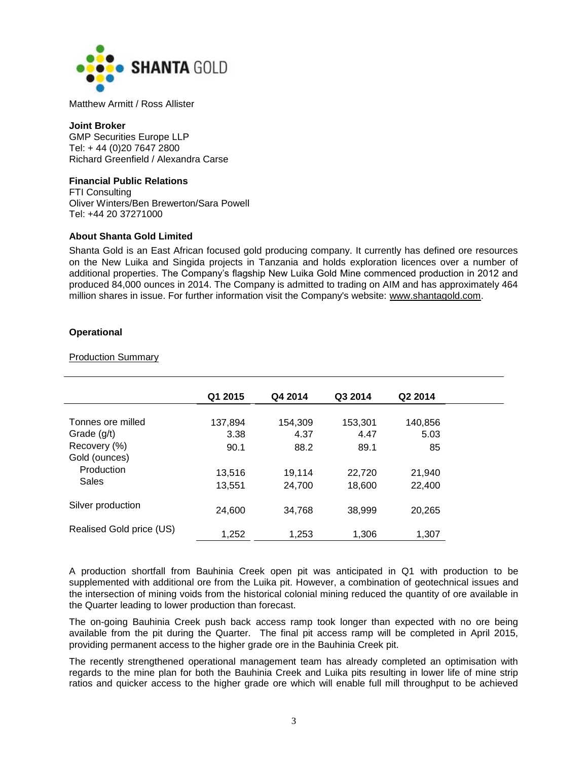Matthew Armitt / Ross Allister

**Joint Broker**
GMP Securities Europe LLP
Tel: + 44 (0)20 7647 2800
Richard Greenfield / Alexandra Carse

**Financial Public Relations**
FTI Consulting
Oliver Winters/Ben Brewerton/Sara Powell
Tel: +44 20 37271000

**About Shanta Gold Limited**

Shanta Gold is an East African focused gold producing company. It currently has defined ore resources on the New Luika and Singida projects in Tanzania and holds exploration licences over a number of additional properties. The Company's flagship New Luika Gold Mine commenced production in 2012 and produced 84,000 ounces in 2014. The Company is admitted to trading on AIM and has approximately 464 million shares in issue. For further information visit the Company's website: www.shantagold.com.

**Operational**

Production Summary

| | Q1 2015 | Q4 2014 | Q3 2014 | Q2 2014 |
|---|---|---|---|---|
| Tonnes ore milled | 137,894 | 154,309 | 153,301 | 140,856 |
| Grade (g/t) | 3.38 | 4.37 | 4.47 | 5.03 |
| Recovery (%) | 90.1 | 88.2 | 89.1 | 85 |
| Gold (ounces) | | | | |
| Production | 13,516 | 19,114 | 22,720 | 21,940 |
| Sales | 13,551 | 24,700 | 18,600 | 22,400 |
| Silver production | 24,600 | 34,768 | 38,999 | 20,265 |
| Realised Gold price (US) | 1,252 | 1,253 | 1,306 | 1,307 |

A production shortfall from Bauhinia Creek open pit was anticipated in Q1 with production to be supplemented with additional ore from the Luika pit. However, a combination of geotechnical issues and the intersection of mining voids from the historical colonial mining reduced the quantity of ore available in the Quarter leading to lower production than forecast.

The on-going Bauhinia Creek push back access ramp took longer than expected with no ore being available from the pit during the Quarter. The final pit access ramp will be completed in April 2015, providing permanent access to the higher grade ore in the Bauhinia Creek pit.

The recently strengthened operational management team has already completed an optimisation with regards to the mine plan for both the Bauhinia Creek and Luika pits resulting in lower life of mine strip ratios and quicker access to the higher grade ore which will enable full mill throughput to be achieved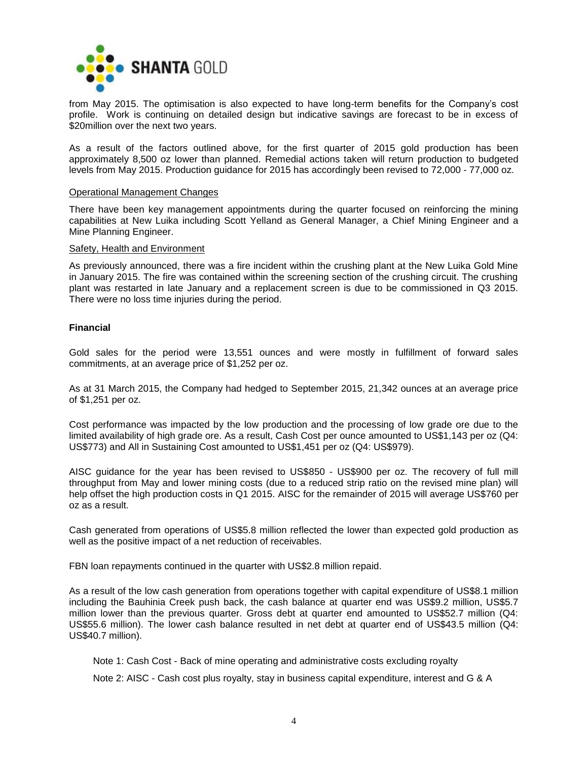from May 2015. The optimisation is also expected to have long-term benefits for the Company's cost profile. Work is continuing on detailed design but indicative savings are forecast to be in excess of $20million over the next two years.

As a result of the factors outlined above, for the first quarter of 2015 gold production has been approximately 8,500 oz lower than planned. Remedial actions taken will return production to budgeted levels from May 2015. Production guidance for 2015 has accordingly been revised to 72,000 - 77,000 oz.

Operational Management Changes

There have been key management appointments during the quarter focused on reinforcing the mining capabilities at New Luika including Scott Yelland as General Manager, a Chief Mining Engineer and a Mine Planning Engineer.

Safety, Health and Environment

As previously announced, there was a fire incident within the crushing plant at the New Luika Gold Mine in January 2015. The fire was contained within the screening section of the crushing circuit. The crushing plant was restarted in late January and a replacement screen is due to be commissioned in Q3 2015. There were no loss time injuries during the period.

**Financial**

Gold sales for the period were 13,551 ounces and were mostly in fulfillment of forward sales commitments, at an average price of $1,252 per oz.

As at 31 March 2015, the Company had hedged to September 2015, 21,342 ounces at an average price of $1,251 per oz.

Cost performance was impacted by the low production and the processing of low grade ore due to the limited availability of high grade ore. As a result, Cash Cost per ounce amounted to US$1,143 per oz (Q4: US$773) and All in Sustaining Cost amounted to US$1,451 per oz (Q4: US$979).

AISC guidance for the year has been revised to US$850 - US$900 per oz. The recovery of full mill throughput from May and lower mining costs (due to a reduced strip ratio on the revised mine plan) will help offset the high production costs in Q1 2015. AISC for the remainder of 2015 will average US$760 per oz as a result.

Cash generated from operations of US$5.8 million reflected the lower than expected gold production as well as the positive impact of a net reduction of receivables.

FBN loan repayments continued in the quarter with US$2.8 million repaid.

As a result of the low cash generation from operations together with capital expenditure of US$8.1 million including the Bauhinia Creek push back, the cash balance at quarter end was US$9.2 million, US$5.7 million lower than the previous quarter. Gross debt at quarter end amounted to US$52.7 million (Q4: US$55.6 million). The lower cash balance resulted in net debt at quarter end of US$43.5 million (Q4: US$40.7 million).

Note 1: Cash Cost - Back of mine operating and administrative costs excluding royalty

Note 2: AISC - Cash cost plus royalty, stay in business capital expenditure, interest and G & A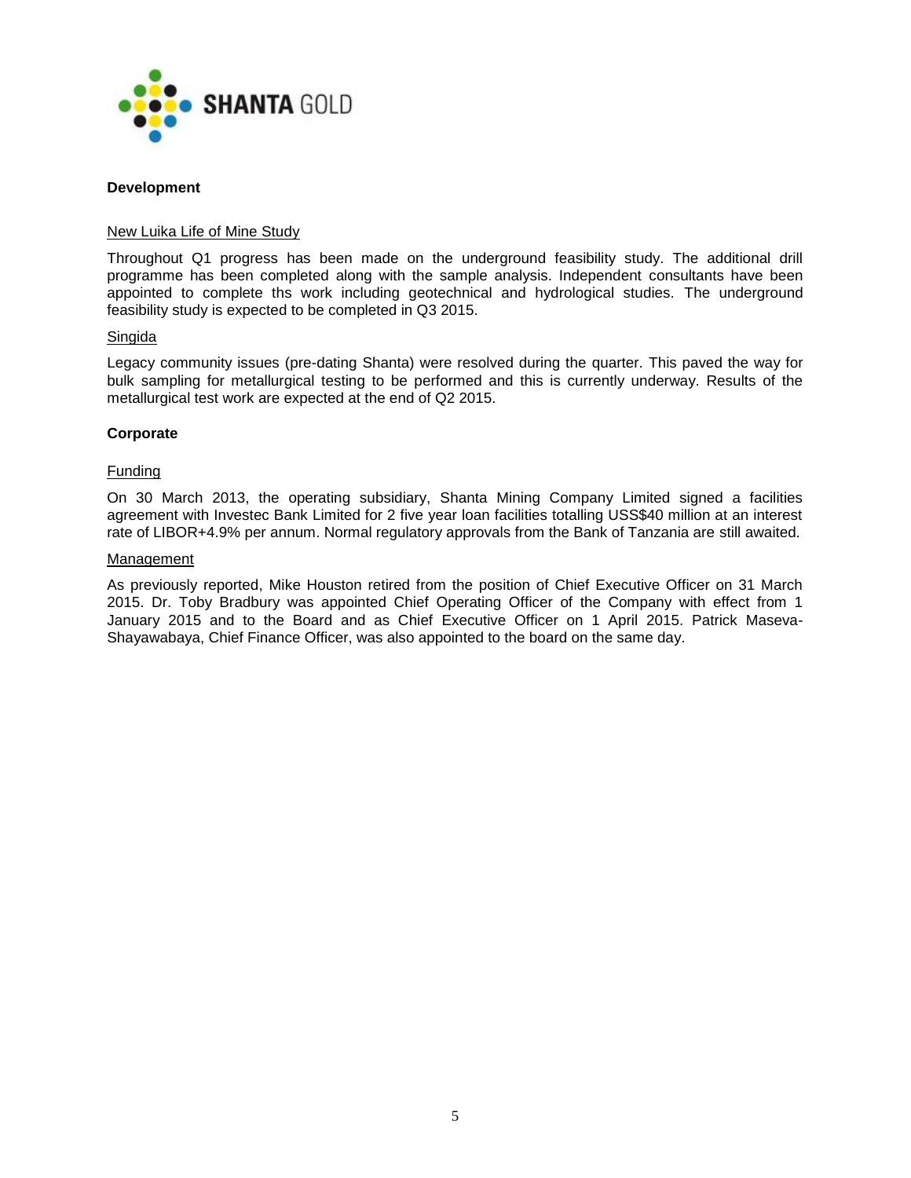## Development

New Luika Life of Mine Study

Throughout Q1 progress has been made on the underground feasibility study. The additional drill programme has been completed along with the sample analysis. Independent consultants have been appointed to complete ths work including geotechnical and hydrological studies. The underground feasibility study is expected to be completed in Q3 2015.

Singida

Legacy community issues (pre-dating Shanta) were resolved during the quarter. This paved the way for bulk sampling for metallurgical testing to be performed and this is currently underway. Results of the metallurgical test work are expected at the end of Q2 2015.

## Corporate

Funding

On 30 March 2013, the operating subsidiary, Shanta Mining Company Limited signed a facilities agreement with Investec Bank Limited for 2 five year loan facilities totalling USS$40 million at an interest rate of LIBOR+4.9% per annum. Normal regulatory approvals from the Bank of Tanzania are still awaited.

Management

As previously reported, Mike Houston retired from the position of Chief Executive Officer on 31 March 2015. Dr. Toby Bradbury was appointed Chief Operating Officer of the Company with effect from 1 January 2015 and to the Board and as Chief Executive Officer on 1 April 2015. Patrick Maseva-Shayawabaya, Chief Finance Officer, was also appointed to the board on the same day.